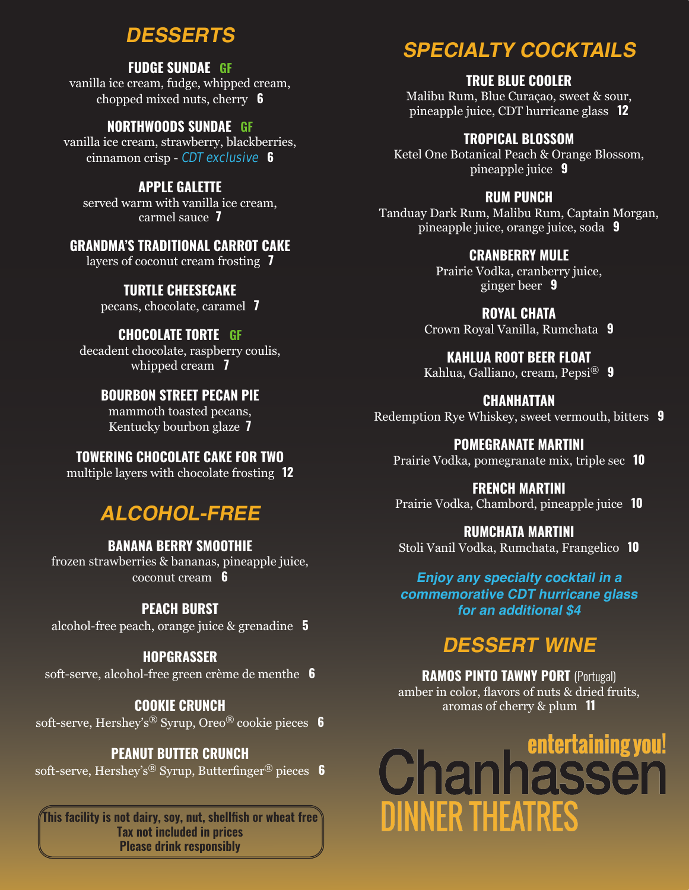## DESSERTS

**FUDGE SUNDAE** GF
vanilla ice cream, fudge, whipped cream, chopped mixed nuts, cherry **6**

**NORTHWOODS SUNDAE** GF
vanilla ice cream, strawberry, blackberries, cinnamon crisp - *CDT exclusive* **6**

**APPLE GALETTE**
served warm with vanilla ice cream, carmel sauce **7**

**GRANDMA'S TRADITIONAL CARROT CAKE**
layers of coconut cream frosting **7**

**TURTLE CHEESECAKE**
pecans, chocolate, caramel **7**

**CHOCOLATE TORTE** GF
decadent chocolate, raspberry coulis, whipped cream **7**

**BOURBON STREET PECAN PIE**
mammoth toasted pecans, Kentucky bourbon glaze **7**

**TOWERING CHOCOLATE CAKE FOR TWO**
multiple layers with chocolate frosting **12**

## ALCOHOL-FREE

**BANANA BERRY SMOOTHIE**
frozen strawberries & bananas, pineapple juice, coconut cream **6**

**PEACH BURST**
alcohol-free peach, orange juice & grenadine **5**

**HOPGRASSER**
soft-serve, alcohol-free green crème de menthe **6**

**COOKIE CRUNCH**
soft-serve, Hershey's® Syrup, Oreo® cookie pieces **6**

**PEANUT BUTTER CRUNCH**
soft-serve, Hershey's® Syrup, Butterfinger® pieces **6**

**This facility is not dairy, soy, nut, shellfish or wheat free**
**Tax not included in prices**
**Please drink responsibly**

## SPECIALTY COCKTAILS

**TRUE BLUE COOLER**
Malibu Rum, Blue Curaçao, sweet & sour, pineapple juice, CDT hurricane glass **12**

**TROPICAL BLOSSOM**
Ketel One Botanical Peach & Orange Blossom, pineapple juice **9**

**RUM PUNCH**
Tanduay Dark Rum, Malibu Rum, Captain Morgan, pineapple juice, orange juice, soda **9**

**CRANBERRY MULE**
Prairie Vodka, cranberry juice, ginger beer **9**

**ROYAL CHATA**
Crown Royal Vanilla, Rumchata **9**

**KAHLUA ROOT BEER FLOAT**
Kahlua, Galliano, cream, Pepsi® **9**

**CHANHATTAN**
Redemption Rye Whiskey, sweet vermouth, bitters **9**

**POMEGRANATE MARTINI**
Prairie Vodka, pomegranate mix, triple sec **10**

**FRENCH MARTINI**
Prairie Vodka, Chambord, pineapple juice **10**

**RUMCHATA MARTINI**
Stoli Vanil Vodka, Rumchata, Frangelico **10**

***Enjoy any specialty cocktail in a commemorative CDT hurricane glass for an additional $4***

## DESSERT WINE

**RAMOS PINTO TAWNY PORT** (Portugal)
amber in color, flavors of nuts & dried fruits, aromas of cherry & plum **11**

entertaining you!
Chanhassen
DINNER THEATRES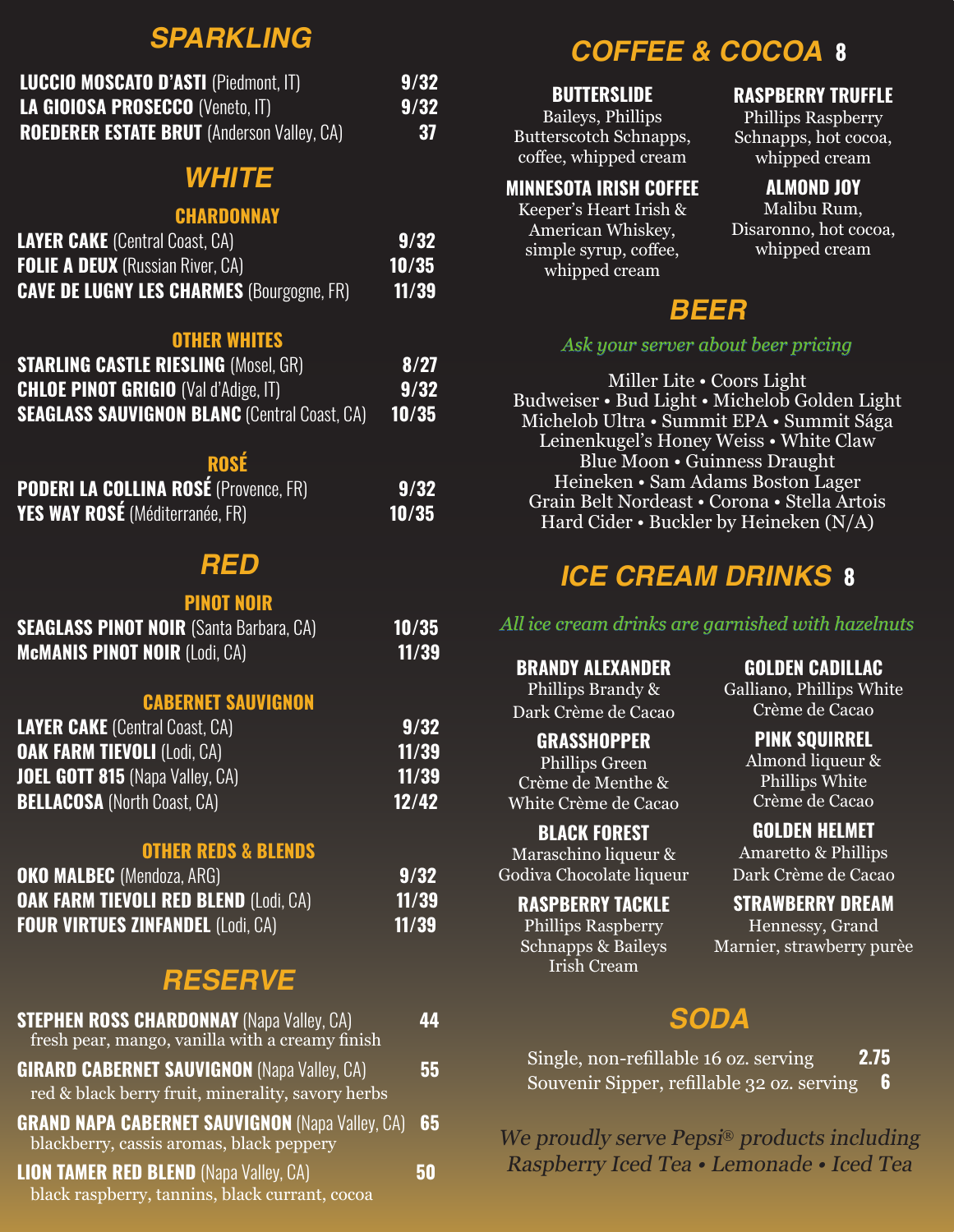## SPARKLING

| | |
|---|---|
| **LUCCIO MOSCATO D'ASTI** (Piedmont, IT) | 9/32 |
| **LA GIOIOSA PROSECCO** (Veneto, IT) | 9/32 |
| **ROEDERER ESTATE BRUT** (Anderson Valley, CA) | 37 |

## WHITE

### CHARDONNAY

| | |
|---|---|
| **LAYER CAKE** (Central Coast, CA) | 9/32 |
| **FOLIE A DEUX** (Russian River, CA) | 10/35 |
| **CAVE DE LUGNY LES CHARMES** (Bourgogne, FR) | 11/39 |

### OTHER WHITES

| | |
|---|---|
| **STARLING CASTLE RIESLING** (Mosel, GR) | 8/27 |
| **CHLOE PINOT GRIGIO** (Val d'Adige, IT) | 9/32 |
| **SEAGLASS SAUVIGNON BLANC** (Central Coast, CA) | 10/35 |

### ROSÉ

| | |
|---|---|
| **PODERI LA COLLINA ROSÉ** (Provence, FR) | 9/32 |
| **YES WAY ROSÉ** (Méditerranée, FR) | 10/35 |

## RED

### PINOT NOIR

| | |
|---|---|
| **SEAGLASS PINOT NOIR** (Santa Barbara, CA) | 10/35 |
| **McMANIS PINOT NOIR** (Lodi, CA) | 11/39 |

### CABERNET SAUVIGNON

| | |
|---|---|
| **LAYER CAKE** (Central Coast, CA) | 9/32 |
| **OAK FARM TIEVOLI** (Lodi, CA) | 11/39 |
| **JOEL GOTT 815** (Napa Valley, CA) | 11/39 |
| **BELLACOSA** (North Coast, CA) | 12/42 |

### OTHER REDS & BLENDS

| | |
|---|---|
| **OKO MALBEC** (Mendoza, ARG) | 9/32 |
| **OAK FARM TIEVOLI RED BLEND** (Lodi, CA) | 11/39 |
| **FOUR VIRTUES ZINFANDEL** (Lodi, CA) | 11/39 |

## RESERVE

| | |
|---|---|
| **STEPHEN ROSS CHARDONNAY** (Napa Valley, CA)<br>fresh pear, mango, vanilla with a creamy finish | 44 |
| **GIRARD CABERNET SAUVIGNON** (Napa Valley, CA)<br>red & black berry fruit, minerality, savory herbs | 55 |
| **GRAND NAPA CABERNET SAUVIGNON** (Napa Valley, CA)<br>blackberry, cassis aromas, black peppery | 65 |
| **LION TAMER RED BLEND** (Napa Valley, CA)<br>black raspberry, tannins, black currant, cocoa | 50 |

## COFFEE & COCOA 8

**BUTTERSLIDE**
Baileys, Phillips Butterscotch Schnapps, coffee, whipped cream

**MINNESOTA IRISH COFFEE**
Keeper's Heart Irish & American Whiskey, simple syrup, coffee, whipped cream

**RASPBERRY TRUFFLE**
Phillips Raspberry Schnapps, hot cocoa, whipped cream

**ALMOND JOY**
Malibu Rum, Disaronno, hot cocoa, whipped cream

## BEER

*Ask your server about beer pricing*

Miller Lite • Coors Light
Budweiser • Bud Light • Michelob Golden Light
Michelob Ultra • Summit EPA • Summit Sága
Leinenkugel's Honey Weiss • White Claw
Blue Moon • Guinness Draught
Heineken • Sam Adams Boston Lager
Grain Belt Nordeast • Corona • Stella Artois
Hard Cider • Buckler by Heineken (N/A)

## ICE CREAM DRINKS 8

*All ice cream drinks are garnished with hazelnuts*

**BRANDY ALEXANDER**
Phillips Brandy & Dark Crème de Cacao

**GRASSHOPPER**
Phillips Green Crème de Menthe & White Crème de Cacao

**BLACK FOREST**
Maraschino liqueur & Godiva Chocolate liqueur

**RASPBERRY TACKLE**
Phillips Raspberry Schnapps & Baileys Irish Cream

**GOLDEN CADILLAC**
Galliano, Phillips White Crème de Cacao

**PINK SQUIRREL**
Almond liqueur & Phillips White Crème de Cacao

**GOLDEN HELMET**
Amaretto & Phillips Dark Crème de Cacao

**STRAWBERRY DREAM**
Hennessy, Grand Marnier, strawberry purèe

## SODA

| | |
|---|---|
| Single, non-refillable 16 oz. serving | 2.75 |
| Souvenir Sipper, refillable 32 oz. serving | 6 |

*We proudly serve Pepsi® products including Raspberry Iced Tea • Lemonade • Iced Tea*